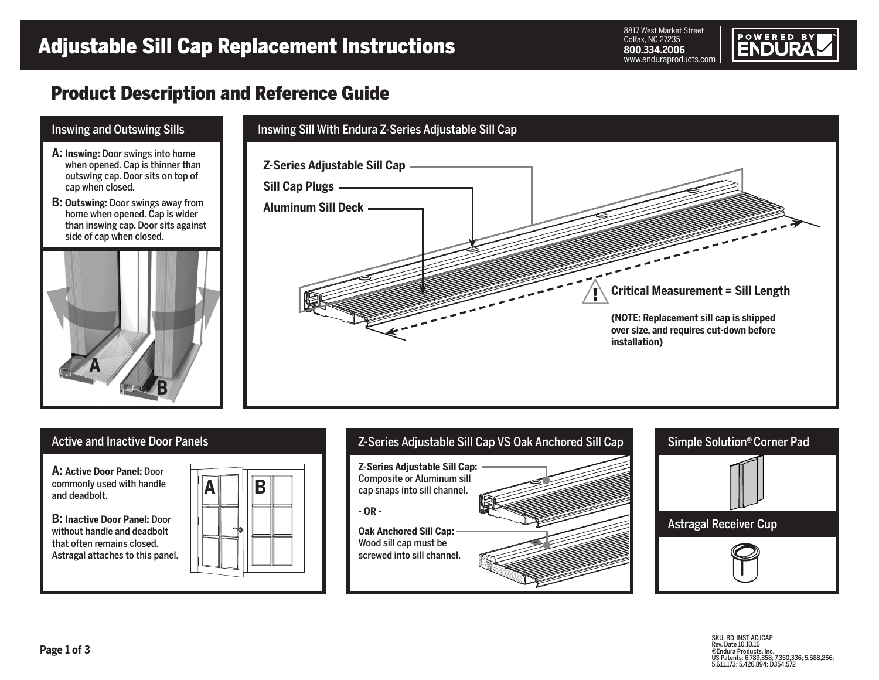# Adjustable Sill Cap Replacement Instructions

8817 West Market Street
Colfax, NC 27235
**800.334.2006**
www.enduraproducts.com

POWERED BY ENDURA

## Product Description and Reference Guide

### Inswing and Outswing Sills

**A: Inswing:** Door swings into home when opened. Cap is thinner than outswing cap. Door sits on top of cap when closed.

**B: Outswing:** Door swings away from home when opened. Cap is wider than inswing cap. Door sits against side of cap when closed.

A

B

### Inswing Sill With Endura Z-Series Adjustable Sill Cap

**Z-Series Adjustable Sill Cap**

**Sill Cap Plugs**

**Aluminum Sill Deck**

**Critical Measurement = Sill Length**

**(NOTE: Replacement sill cap is shipped over size, and requires cut-down before installation)**

### Active and Inactive Door Panels

**A: Active Door Panel:** Door commonly used with handle and deadbolt.

**B: Inactive Door Panel:** Door without handle and deadbolt that often remains closed. Astragal attaches to this panel.

A B

### Z-Series Adjustable Sill Cap VS Oak Anchored Sill Cap

**Z-Series Adjustable Sill Cap:** Composite or Aluminum sill cap snaps into sill channel.

- OR -

**Oak Anchored Sill Cap:** Wood sill cap must be screwed into sill channel.

### Simple Solution® Corner Pad

### Astragal Receiver Cup

SKU: BD-INST-ADJCAP
Rev. Date 10.10.16
©Endura Products, Inc.
US Patents: 6,789,358; 7,350,336; 5,588,266; 5,611,173; 5,426,894; D354,572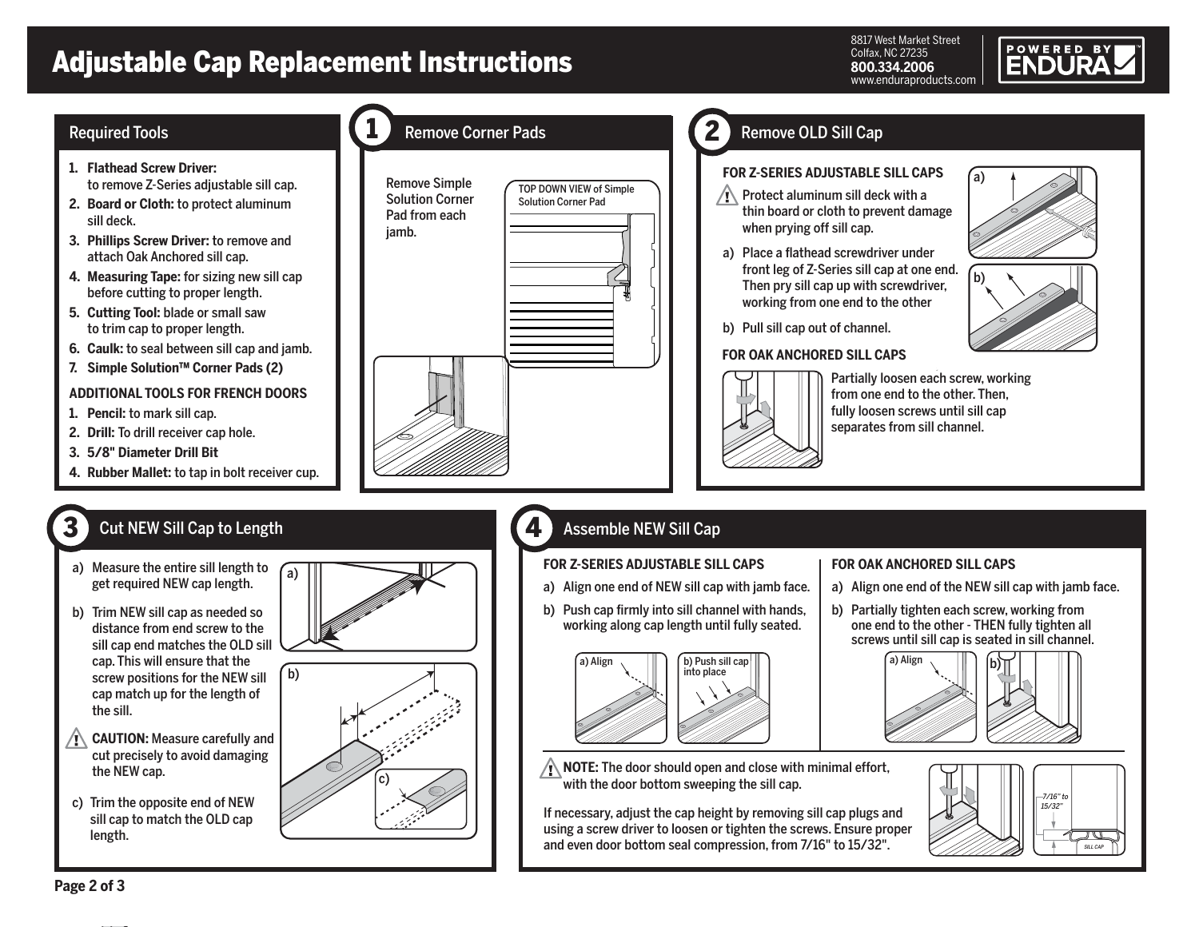# Adjustable Cap Replacement Instructions

8817 West Market Street
Colfax, NC 27235
**800.334.2006**
www.enduraproducts.com

POWERED BY ENDURA

## Required Tools

1. **Flathead Screw Driver:** to remove Z-Series adjustable sill cap.
2. **Board or Cloth:** to protect aluminum sill deck.
3. **Phillips Screw Driver:** to remove and attach Oak Anchored sill cap.
4. **Measuring Tape:** for sizing new sill cap before cutting to proper length.
5. **Cutting Tool:** blade or small saw to trim cap to proper length.
6. **Caulk:** to seal between sill cap and jamb.
7. **Simple Solution™ Corner Pads (2)**

**ADDITIONAL TOOLS FOR FRENCH DOORS**

1. **Pencil:** to mark sill cap.
2. **Drill:** To drill receiver cap hole.
3. **5/8" Diameter Drill Bit**
4. **Rubber Mallet:** to tap in bolt receiver cup.

## 1 Remove Corner Pads

Remove Simple Solution Corner Pad from each jamb.

TOP DOWN VIEW of Simple Solution Corner Pad

## 2 Remove OLD Sill Cap

**FOR Z-SERIES ADJUSTABLE SILL CAPS**

⚠ Protect aluminum sill deck with a thin board or cloth to prevent damage when prying off sill cap.

a) Place a flathead screwdriver under front leg of Z-Series sill cap at one end. Then pry sill cap up with screwdriver, working from one end to the other

b) Pull sill cap out of channel.

**FOR OAK ANCHORED SILL CAPS**

Partially loosen each screw, working from one end to the other. Then, fully loosen screws until sill cap separates from sill channel.

## 3 Cut NEW Sill Cap to Length

a) Measure the entire sill length to get required NEW cap length.

b) Trim NEW sill cap as needed so distance from end screw to the sill cap end matches the OLD sill cap. This will ensure that the screw positions for the NEW sill cap match up for the length of the sill.

⚠ **CAUTION:** Measure carefully and cut precisely to avoid damaging the NEW cap.

c) Trim the opposite end of NEW sill cap to match the OLD cap length.

## 4 Assemble NEW Sill Cap

**FOR Z-SERIES ADJUSTABLE SILL CAPS**

a) Align one end of NEW sill cap with jamb face.

b) Push cap firmly into sill channel with hands, working along cap length until fully seated.

a) Align

b) Push sill cap into place

**FOR OAK ANCHORED SILL CAPS**

a) Align one end of the NEW sill cap with jamb face.

b) Partially tighten each screw, working from one end to the other - THEN fully tighten all screws until sill cap is seated in sill channel.

a) Align

⚠ **NOTE:** The door should open and close with minimal effort, with the door bottom sweeping the sill cap.

If necessary, adjust the cap height by removing sill cap plugs and using a screw driver to loosen or tighten the screws. Ensure proper and even door bottom seal compression, from 7/16" to 15/32".

7/16" to 15/32"

SILL CAP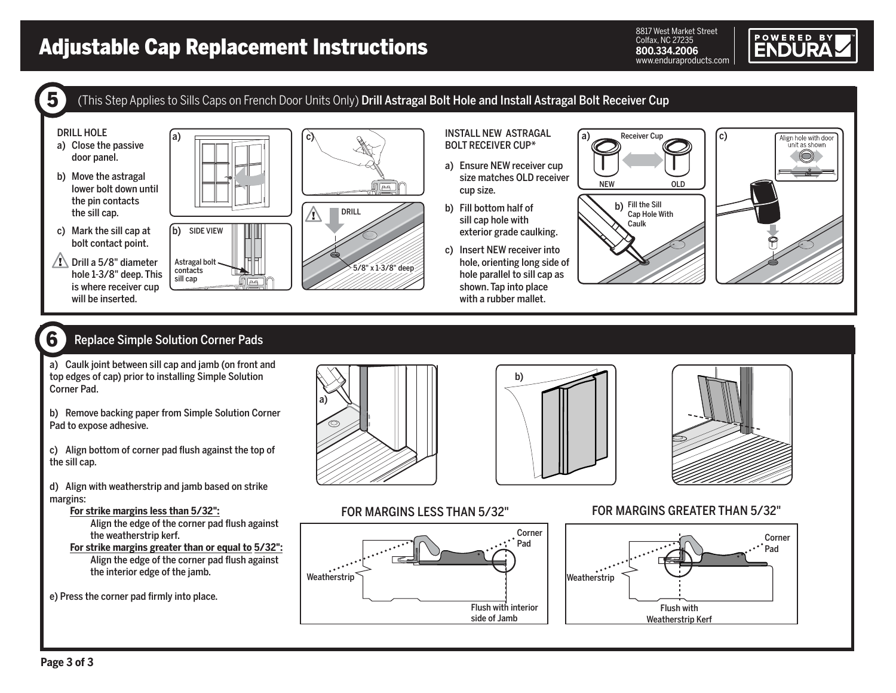# Adjustable Cap Replacement Instructions

8817 West Market Street
Colfax, NC 27235
**800.334.2006**
www.enduraproducts.com

POWERED BY ENDURA

## 5 (This Step Applies to Sills Caps on French Door Units Only) Drill Astragal Bolt Hole and Install Astragal Bolt Receiver Cup

DRILL HOLE

a) Close the passive door panel.

b) Move the astragal lower bolt down until the pin contacts the sill cap.

c) Mark the sill cap at bolt contact point.

⚠ Drill a 5/8" diameter hole 1-3/8" deep. This is where receiver cup will be inserted.

a)

b) SIDE VIEW

Astragal bolt contacts sill cap

c)

DRILL

5/8" x 1-3/8" deep

INSTALL NEW ASTRAGAL BOLT RECEIVER CUP*

a) Ensure NEW receiver cup size matches OLD receiver cup size.

b) Fill bottom half of sill cap hole with exterior grade caulking.

c) Insert NEW receiver into hole, orienting long side of hole parallel to sill cap as shown. Tap into place with a rubber mallet.

a) Receiver Cup

NEW

OLD

b) Fill the Sill Cap Hole With Caulk

c) Align hole with door unit as shown

## 6 Replace Simple Solution Corner Pads

a) Caulk joint between sill cap and jamb (on front and top edges of cap) prior to installing Simple Solution Corner Pad.

b) Remove backing paper from Simple Solution Corner Pad to expose adhesive.

c) Align bottom of corner pad flush against the top of the sill cap.

d) Align with weatherstrip and jamb based on strike margins:

**For strike margins less than 5/32":**
Align the edge of the corner pad flush against the weatherstrip kerf.

**For strike margins greater than or equal to 5/32":**
Align the edge of the corner pad flush against the interior edge of the jamb.

e) Press the corner pad firmly into place.

a)

b)

FOR MARGINS LESS THAN 5/32"

Weatherstrip

Corner Pad

Flush with interior side of Jamb

FOR MARGINS GREATER THAN 5/32"

Weatherstrip

Corner Pad

Flush with Weatherstrip Kerf